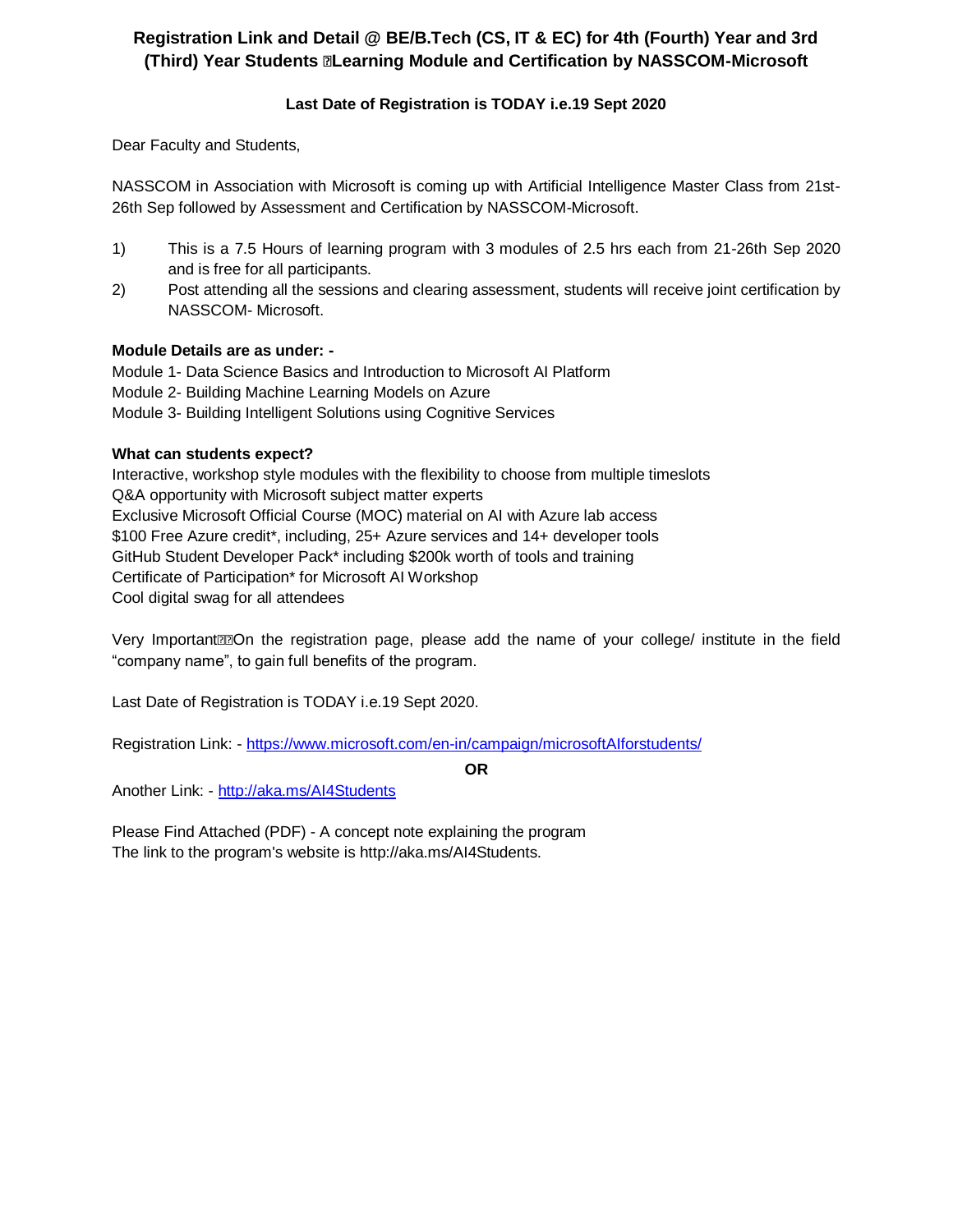# Registration Link and Detail @ BE/B.Tech (CS, IT & EC) for 4th (Fourth) Year and 3rd (Third) Year Students �Learning Module and Certification by NASSCOM-Microsoft

**Last Date of Registration is TODAY i.e.19 Sept 2020**

Dear Faculty and Students,

NASSCOM in Association with Microsoft is coming up with Artificial Intelligence Master Class from 21st-26th Sep followed by Assessment and Certification by NASSCOM-Microsoft.

1) This is a 7.5 Hours of learning program with 3 modules of 2.5 hrs each from 21-26th Sep 2020 and is free for all participants.
2) Post attending all the sessions and clearing assessment, students will receive joint certification by NASSCOM- Microsoft.

**Module Details are as under: -**

Module 1- Data Science Basics and Introduction to Microsoft AI Platform
Module 2- Building Machine Learning Models on Azure
Module 3- Building Intelligent Solutions using Cognitive Services

**What can students expect?**

Interactive, workshop style modules with the flexibility to choose from multiple timeslots
Q&A opportunity with Microsoft subject matter experts
Exclusive Microsoft Official Course (MOC) material on AI with Azure lab access
$100 Free Azure credit*, including, 25+ Azure services and 14+ developer tools
GitHub Student Developer Pack* including $200k worth of tools and training
Certificate of Participation* for Microsoft AI Workshop
Cool digital swag for all attendees

Very Important��On the registration page, please add the name of your college/ institute in the field "company name", to gain full benefits of the program.

Last Date of Registration is TODAY i.e.19 Sept 2020.

Registration Link: - [https://www.microsoft.com/en-in/campaign/microsoftAIforstudents/](https://www.microsoft.com/en-in/campaign/microsoftAIforstudents/)

**OR**

Another Link: - [http://aka.ms/AI4Students](http://aka.ms/AI4Students)

Please Find Attached (PDF) - A concept note explaining the program
The link to the program's website is http://aka.ms/AI4Students.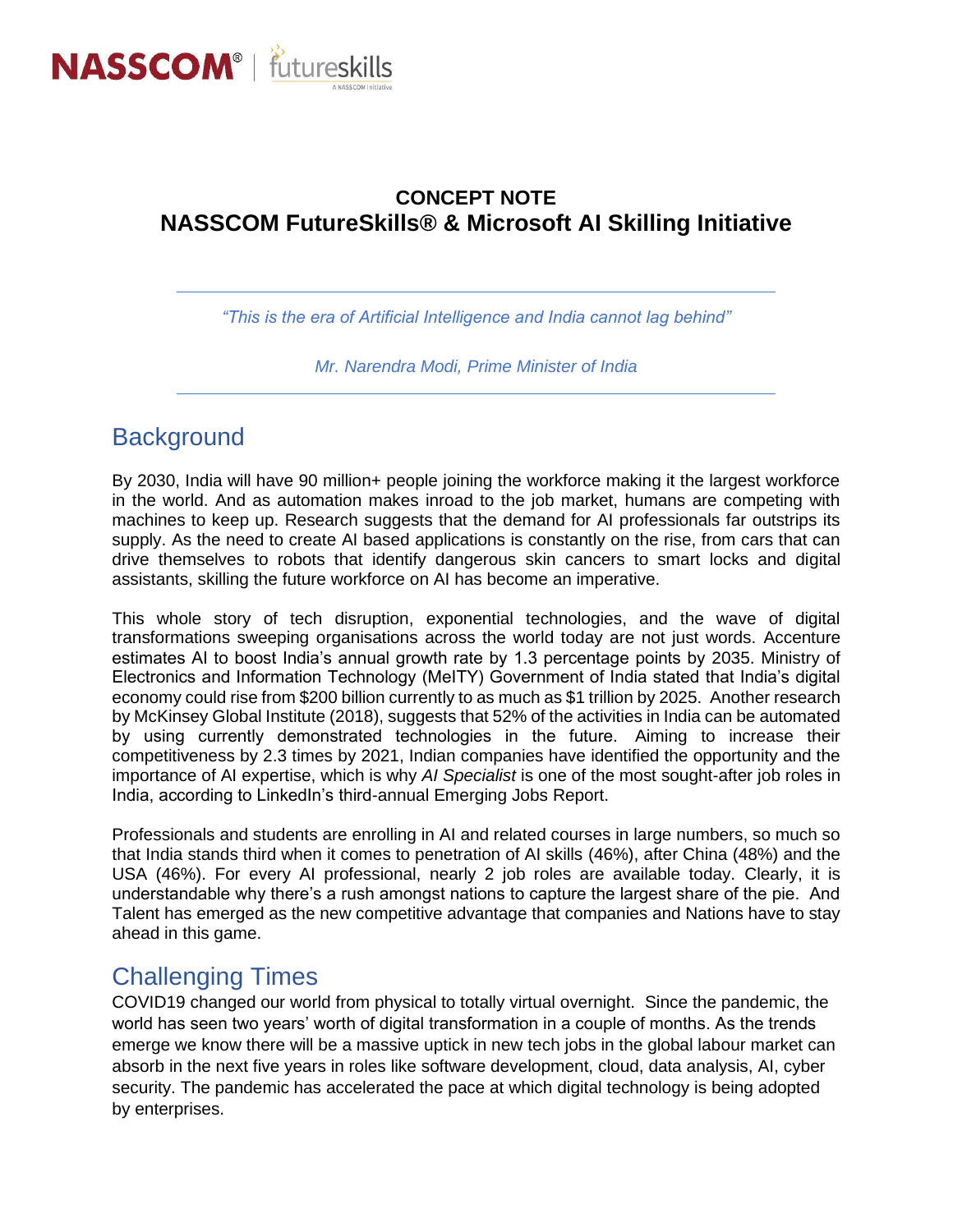**CONCEPT NOTE**
**NASSCOM FutureSkills® & Microsoft AI Skilling Initiative**

---

*"This is the era of Artificial Intelligence and India cannot lag behind"*

*Mr. Narendra Modi, Prime Minister of India*

---

## Background

By 2030, India will have 90 million+ people joining the workforce making it the largest workforce in the world. And as automation makes inroad to the job market, humans are competing with machines to keep up. Research suggests that the demand for AI professionals far outstrips its supply. As the need to create AI based applications is constantly on the rise, from cars that can drive themselves to robots that identify dangerous skin cancers to smart locks and digital assistants, skilling the future workforce on AI has become an imperative.

This whole story of tech disruption, exponential technologies, and the wave of digital transformations sweeping organisations across the world today are not just words. Accenture estimates AI to boost India's annual growth rate by 1.3 percentage points by 2035. Ministry of Electronics and Information Technology (MeITY) Government of India stated that India's digital economy could rise from $200 billion currently to as much as $1 trillion by 2025. Another research by McKinsey Global Institute (2018), suggests that 52% of the activities in India can be automated by using currently demonstrated technologies in the future. Aiming to increase their competitiveness by 2.3 times by 2021, Indian companies have identified the opportunity and the importance of AI expertise, which is why *AI Specialist* is one of the most sought-after job roles in India, according to LinkedIn's third-annual Emerging Jobs Report.

Professionals and students are enrolling in AI and related courses in large numbers, so much so that India stands third when it comes to penetration of AI skills (46%), after China (48%) and the USA (46%). For every AI professional, nearly 2 job roles are available today. Clearly, it is understandable why there's a rush amongst nations to capture the largest share of the pie. And Talent has emerged as the new competitive advantage that companies and Nations have to stay ahead in this game.

## Challenging Times

COVID19 changed our world from physical to totally virtual overnight. Since the pandemic, the world has seen two years' worth of digital transformation in a couple of months. As the trends emerge we know there will be a massive uptick in new tech jobs in the global labour market can absorb in the next five years in roles like software development, cloud, data analysis, AI, cyber security. The pandemic has accelerated the pace at which digital technology is being adopted by enterprises.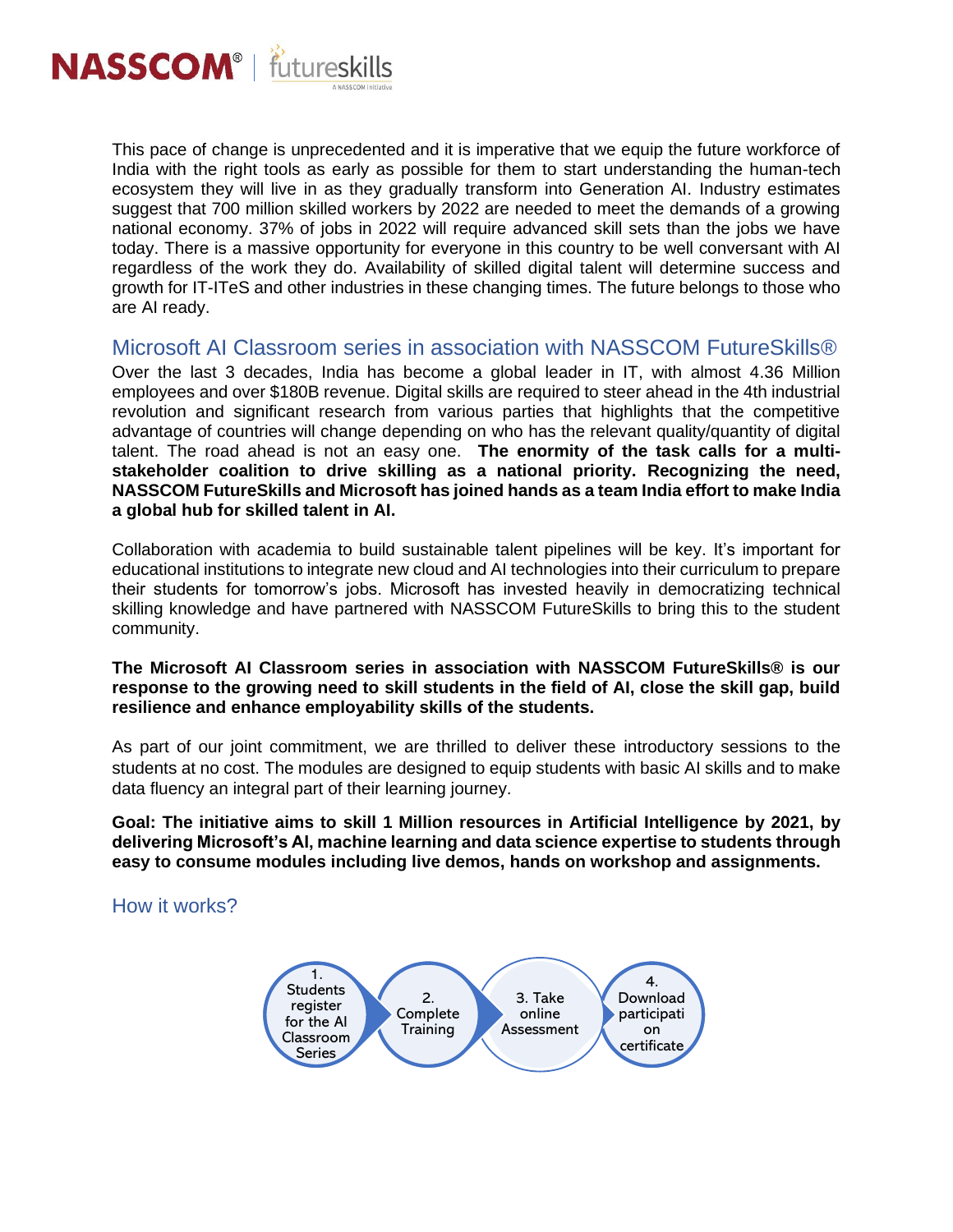This pace of change is unprecedented and it is imperative that we equip the future workforce of India with the right tools as early as possible for them to start understanding the human-tech ecosystem they will live in as they gradually transform into Generation AI. Industry estimates suggest that 700 million skilled workers by 2022 are needed to meet the demands of a growing national economy. 37% of jobs in 2022 will require advanced skill sets than the jobs we have today. There is a massive opportunity for everyone in this country to be well conversant with AI regardless of the work they do. Availability of skilled digital talent will determine success and growth for IT-ITeS and other industries in these changing times. The future belongs to those who are AI ready.

## Microsoft AI Classroom series in association with NASSCOM FutureSkills®

Over the last 3 decades, India has become a global leader in IT, with almost 4.36 Million employees and over $180B revenue. Digital skills are required to steer ahead in the 4th industrial revolution and significant research from various parties that highlights that the competitive advantage of countries will change depending on who has the relevant quality/quantity of digital talent. The road ahead is not an easy one. **The enormity of the task calls for a multi-stakeholder coalition to drive skilling as a national priority. Recognizing the need, NASSCOM FutureSkills and Microsoft has joined hands as a team India effort to make India a global hub for skilled talent in AI.**

Collaboration with academia to build sustainable talent pipelines will be key. It's important for educational institutions to integrate new cloud and AI technologies into their curriculum to prepare their students for tomorrow's jobs. Microsoft has invested heavily in democratizing technical skilling knowledge and have partnered with NASSCOM FutureSkills to bring this to the student community.

**The Microsoft AI Classroom series in association with NASSCOM FutureSkills® is our response to the growing need to skill students in the field of AI, close the skill gap, build resilience and enhance employability skills of the students.**

As part of our joint commitment, we are thrilled to deliver these introductory sessions to the students at no cost. The modules are designed to equip students with basic AI skills and to make data fluency an integral part of their learning journey.

**Goal: The initiative aims to skill 1 Million resources in Artificial Intelligence by 2021, by delivering Microsoft's AI, machine learning and data science expertise to students through easy to consume modules including live demos, hands on workshop and assignments.**

## How it works?

1. Students register for the AI Classroom Series
2. Complete Training
3. Take online Assessment
4. Download participation certificate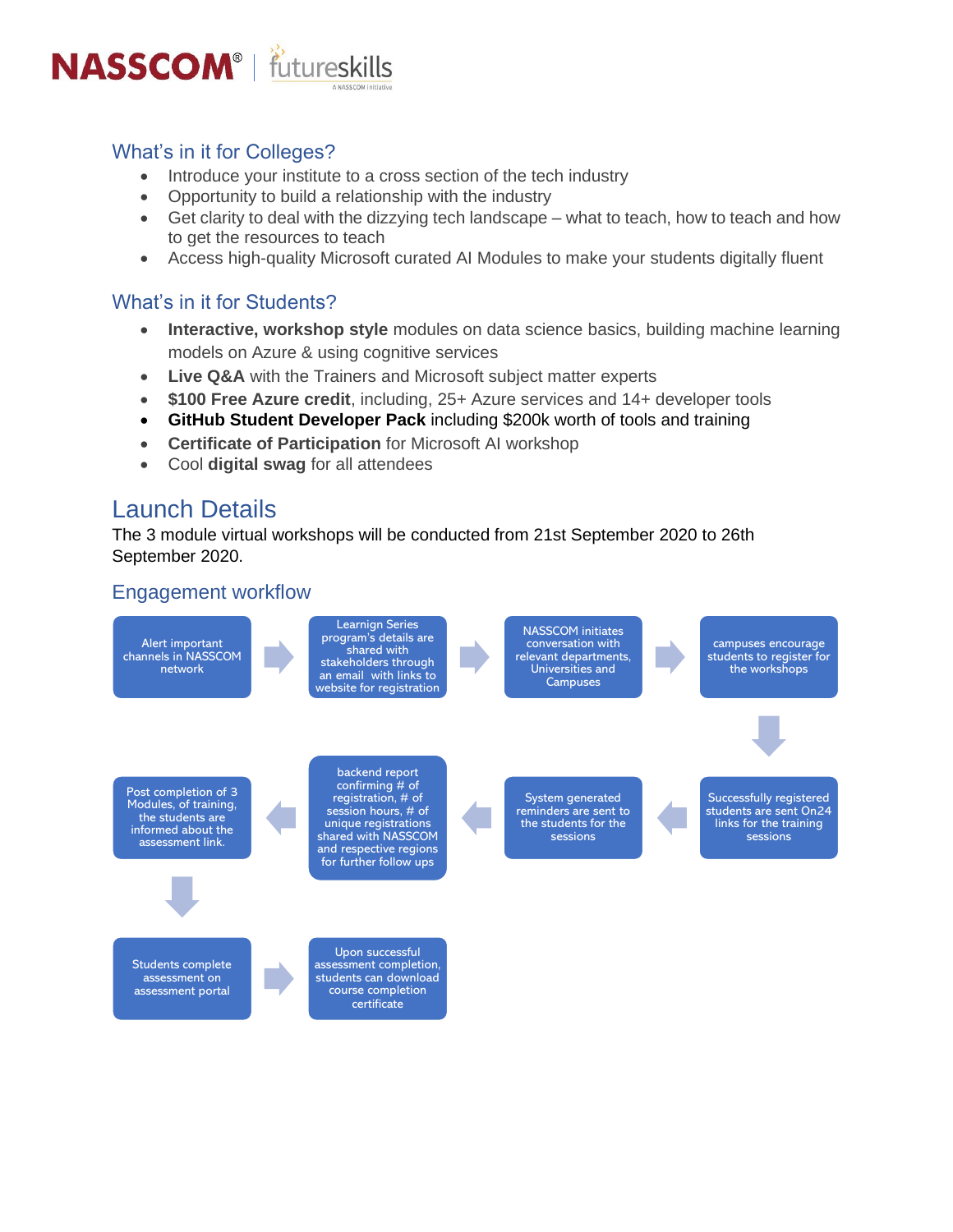## What's in it for Colleges?

- Introduce your institute to a cross section of the tech industry
- Opportunity to build a relationship with the industry
- Get clarity to deal with the dizzying tech landscape – what to teach, how to teach and how to get the resources to teach
- Access high-quality Microsoft curated AI Modules to make your students digitally fluent

## What's in it for Students?

- **Interactive, workshop style** modules on data science basics, building machine learning models on Azure & using cognitive services
- **Live Q&A** with the Trainers and Microsoft subject matter experts
- **$100 Free Azure credit**, including, 25+ Azure services and 14+ developer tools
- **GitHub Student Developer Pack** including $200k worth of tools and training
- **Certificate of Participation** for Microsoft AI workshop
- Cool **digital swag** for all attendees

# Launch Details

The 3 module virtual workshops will be conducted from 21st September 2020 to 26th September 2020.

## Engagement workflow

Alert important channels in NASSCOM network

Learnign Series program's details are shared with stakeholders through an email with links to website for registration

NASSCOM initiates conversation with relevant departments, Universities and Campuses

campuses encourage students to register for the workshops

Successfully registered students are sent On24 links for the training sessions

System generated reminders are sent to the students for the sessions

backend report confirming # of registration, # of session hours, # of unique registrations shared with NASSCOM and respective regions for further follow ups

Post completion of 3 Modules, of training, the students are informed about the assessment link.

Students complete assessment on assessment portal

Upon successful assessment completion, students can download course completion certificate